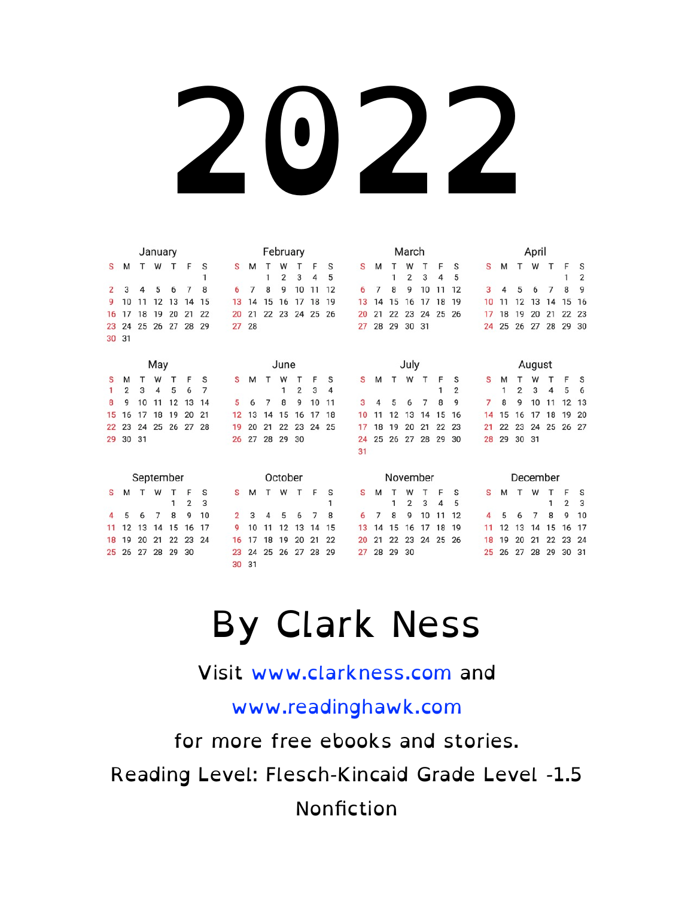# 2022

### January

| S | M | T | W | T | F | S |
|---|---|---|---|---|---|---|
| | | | | | | 1 |
| 2 | 3 | 4 | 5 | 6 | 7 | 8 |
| 9 | 10 | 11 | 12 | 13 | 14 | 15 |
| 16 | 17 | 18 | 19 | 20 | 21 | 22 |
| 23 | 24 | 25 | 26 | 27 | 28 | 29 |
| 30 | 31 | | | | | |

### February

| S | M | T | W | T | F | S |
|---|---|---|---|---|---|---|
| | | 1 | 2 | 3 | 4 | 5 |
| 6 | 7 | 8 | 9 | 10 | 11 | 12 |
| 13 | 14 | 15 | 16 | 17 | 18 | 19 |
| 20 | 21 | 22 | 23 | 24 | 25 | 26 |
| 27 | 28 | | | | | |

### March

| S | M | T | W | T | F | S |
|---|---|---|---|---|---|---|
| | | 1 | 2 | 3 | 4 | 5 |
| 6 | 7 | 8 | 9 | 10 | 11 | 12 |
| 13 | 14 | 15 | 16 | 17 | 18 | 19 |
| 20 | 21 | 22 | 23 | 24 | 25 | 26 |
| 27 | 28 | 29 | 30 | 31 | | |

### April

| S | M | T | W | T | F | S |
|---|---|---|---|---|---|---|
| | | | | | 1 | 2 |
| 3 | 4 | 5 | 6 | 7 | 8 | 9 |
| 10 | 11 | 12 | 13 | 14 | 15 | 16 |
| 17 | 18 | 19 | 20 | 21 | 22 | 23 |
| 24 | 25 | 26 | 27 | 28 | 29 | 30 |

### May

| S | M | T | W | T | F | S |
|---|---|---|---|---|---|---|
| 1 | 2 | 3 | 4 | 5 | 6 | 7 |
| 8 | 9 | 10 | 11 | 12 | 13 | 14 |
| 15 | 16 | 17 | 18 | 19 | 20 | 21 |
| 22 | 23 | 24 | 25 | 26 | 27 | 28 |
| 29 | 30 | 31 | | | | |

### June

| S | M | T | W | T | F | S |
|---|---|---|---|---|---|---|
| | | | 1 | 2 | 3 | 4 |
| 5 | 6 | 7 | 8 | 9 | 10 | 11 |
| 12 | 13 | 14 | 15 | 16 | 17 | 18 |
| 19 | 20 | 21 | 22 | 23 | 24 | 25 |
| 26 | 27 | 28 | 29 | 30 | | |

### July

| S | M | T | W | T | F | S |
|---|---|---|---|---|---|---|
| | | | | | 1 | 2 |
| 3 | 4 | 5 | 6 | 7 | 8 | 9 |
| 10 | 11 | 12 | 13 | 14 | 15 | 16 |
| 17 | 18 | 19 | 20 | 21 | 22 | 23 |
| 24 | 25 | 26 | 27 | 28 | 29 | 30 |
| 31 | | | | | | |

### August

| S | M | T | W | T | F | S |
|---|---|---|---|---|---|---|
| | 1 | 2 | 3 | 4 | 5 | 6 |
| 7 | 8 | 9 | 10 | 11 | 12 | 13 |
| 14 | 15 | 16 | 17 | 18 | 19 | 20 |
| 21 | 22 | 23 | 24 | 25 | 26 | 27 |
| 28 | 29 | 30 | 31 | | | |

### September

| S | M | T | W | T | F | S |
|---|---|---|---|---|---|---|
| | | | | 1 | 2 | 3 |
| 4 | 5 | 6 | 7 | 8 | 9 | 10 |
| 11 | 12 | 13 | 14 | 15 | 16 | 17 |
| 18 | 19 | 20 | 21 | 22 | 23 | 24 |
| 25 | 26 | 27 | 28 | 29 | 30 | |

### October

| S | M | T | W | T | F | S |
|---|---|---|---|---|---|---|
| | | | | | | 1 |
| 2 | 3 | 4 | 5 | 6 | 7 | 8 |
| 9 | 10 | 11 | 12 | 13 | 14 | 15 |
| 16 | 17 | 18 | 19 | 20 | 21 | 22 |
| 23 | 24 | 25 | 26 | 27 | 28 | 29 |
| 30 | 31 | | | | | |

### November

| S | M | T | W | T | F | S |
|---|---|---|---|---|---|---|
| | | 1 | 2 | 3 | 4 | 5 |
| 6 | 7 | 8 | 9 | 10 | 11 | 12 |
| 13 | 14 | 15 | 16 | 17 | 18 | 19 |
| 20 | 21 | 22 | 23 | 24 | 25 | 26 |
| 27 | 28 | 29 | 30 | | | |

### December

| S | M | T | W | T | F | S |
|---|---|---|---|---|---|---|
| | | | | 1 | 2 | 3 |
| 4 | 5 | 6 | 7 | 8 | 9 | 10 |
| 11 | 12 | 13 | 14 | 15 | 16 | 17 |
| 18 | 19 | 20 | 21 | 22 | 23 | 24 |
| 25 | 26 | 27 | 28 | 29 | 30 | 31 |

## By Clark Ness

Visit www.clarkness.com and

www.readinghawk.com

for more free ebooks and stories.

Reading Level: Flesch-Kincaid Grade Level -1.5

Nonfiction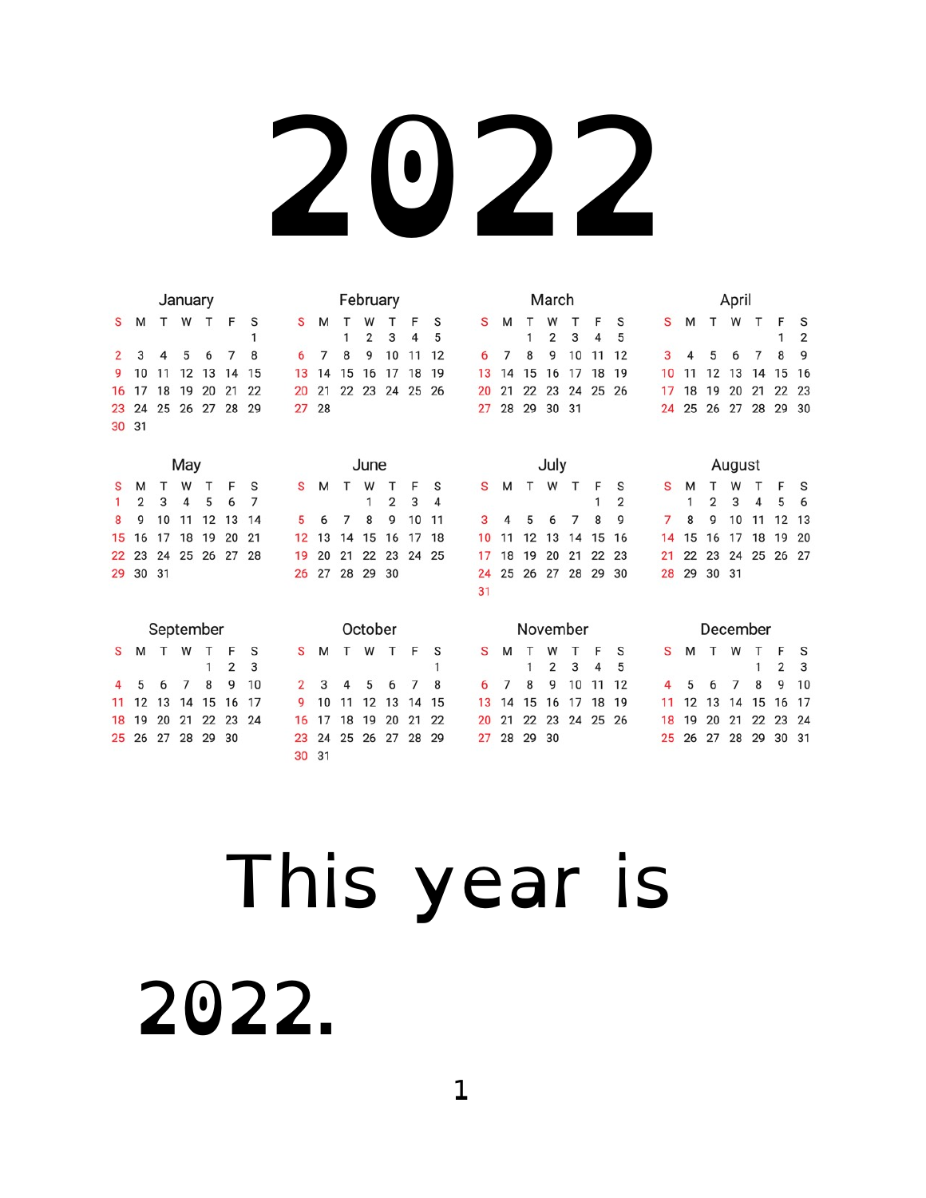# 2022

### January

| S | M | T | W | T | F | S |
|---|---|---|---|---|---|---|
| | | | | | | 1 |
| 2 | 3 | 4 | 5 | 6 | 7 | 8 |
| 9 | 10 | 11 | 12 | 13 | 14 | 15 |
| 16 | 17 | 18 | 19 | 20 | 21 | 22 |
| 23 | 24 | 25 | 26 | 27 | 28 | 29 |
| 30 | 31 | | | | | |

### February

| S | M | T | W | T | F | S |
|---|---|---|---|---|---|---|
| | | 1 | 2 | 3 | 4 | 5 |
| 6 | 7 | 8 | 9 | 10 | 11 | 12 |
| 13 | 14 | 15 | 16 | 17 | 18 | 19 |
| 20 | 21 | 22 | 23 | 24 | 25 | 26 |
| 27 | 28 | | | | | |

### March

| S | M | T | W | T | F | S |
|---|---|---|---|---|---|---|
| | | 1 | 2 | 3 | 4 | 5 |
| 6 | 7 | 8 | 9 | 10 | 11 | 12 |
| 13 | 14 | 15 | 16 | 17 | 18 | 19 |
| 20 | 21 | 22 | 23 | 24 | 25 | 26 |
| 27 | 28 | 29 | 30 | 31 | | |

### April

| S | M | T | W | T | F | S |
|---|---|---|---|---|---|---|
| | | | | | 1 | 2 |
| 3 | 4 | 5 | 6 | 7 | 8 | 9 |
| 10 | 11 | 12 | 13 | 14 | 15 | 16 |
| 17 | 18 | 19 | 20 | 21 | 22 | 23 |
| 24 | 25 | 26 | 27 | 28 | 29 | 30 |

### May

| S | M | T | W | T | F | S |
|---|---|---|---|---|---|---|
| 1 | 2 | 3 | 4 | 5 | 6 | 7 |
| 8 | 9 | 10 | 11 | 12 | 13 | 14 |
| 15 | 16 | 17 | 18 | 19 | 20 | 21 |
| 22 | 23 | 24 | 25 | 26 | 27 | 28 |
| 29 | 30 | 31 | | | | |

### June

| S | M | T | W | T | F | S |
|---|---|---|---|---|---|---|
| | | | 1 | 2 | 3 | 4 |
| 5 | 6 | 7 | 8 | 9 | 10 | 11 |
| 12 | 13 | 14 | 15 | 16 | 17 | 18 |
| 19 | 20 | 21 | 22 | 23 | 24 | 25 |
| 26 | 27 | 28 | 29 | 30 | | |

### July

| S | M | T | W | T | F | S |
|---|---|---|---|---|---|---|
| | | | | | 1 | 2 |
| 3 | 4 | 5 | 6 | 7 | 8 | 9 |
| 10 | 11 | 12 | 13 | 14 | 15 | 16 |
| 17 | 18 | 19 | 20 | 21 | 22 | 23 |
| 24 | 25 | 26 | 27 | 28 | 29 | 30 |
| 31 | | | | | | |

### August

| S | M | T | W | T | F | S |
|---|---|---|---|---|---|---|
| | 1 | 2 | 3 | 4 | 5 | 6 |
| 7 | 8 | 9 | 10 | 11 | 12 | 13 |
| 14 | 15 | 16 | 17 | 18 | 19 | 20 |
| 21 | 22 | 23 | 24 | 25 | 26 | 27 |
| 28 | 29 | 30 | 31 | | | |

### September

| S | M | T | W | T | F | S |
|---|---|---|---|---|---|---|
| | | | | 1 | 2 | 3 |
| 4 | 5 | 6 | 7 | 8 | 9 | 10 |
| 11 | 12 | 13 | 14 | 15 | 16 | 17 |
| 18 | 19 | 20 | 21 | 22 | 23 | 24 |
| 25 | 26 | 27 | 28 | 29 | 30 | |

### October

| S | M | T | W | T | F | S |
|---|---|---|---|---|---|---|
| | | | | | | 1 |
| 2 | 3 | 4 | 5 | 6 | 7 | 8 |
| 9 | 10 | 11 | 12 | 13 | 14 | 15 |
| 16 | 17 | 18 | 19 | 20 | 21 | 22 |
| 23 | 24 | 25 | 26 | 27 | 28 | 29 |
| 30 | 31 | | | | | |

### November

| S | M | T | W | T | F | S |
|---|---|---|---|---|---|---|
| | | 1 | 2 | 3 | 4 | 5 |
| 6 | 7 | 8 | 9 | 10 | 11 | 12 |
| 13 | 14 | 15 | 16 | 17 | 18 | 19 |
| 20 | 21 | 22 | 23 | 24 | 25 | 26 |
| 27 | 28 | 29 | 30 | | | |

### December

| S | M | T | W | T | F | S |
|---|---|---|---|---|---|---|
| | | | | 1 | 2 | 3 |
| 4 | 5 | 6 | 7 | 8 | 9 | 10 |
| 11 | 12 | 13 | 14 | 15 | 16 | 17 |
| 18 | 19 | 20 | 21 | 22 | 23 | 24 |
| 25 | 26 | 27 | 28 | 29 | 30 | 31 |

This year is **2022.**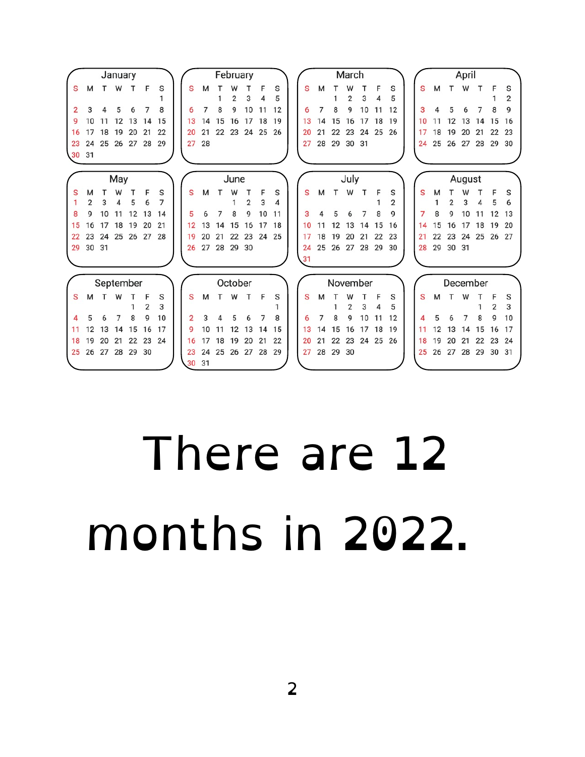**January**

| S | M | T | W | T | F | S |
|---|---|---|---|---|---|---|
| | | | | | | 1 |
| 2 | 3 | 4 | 5 | 6 | 7 | 8 |
| 9 | 10 | 11 | 12 | 13 | 14 | 15 |
| 16 | 17 | 18 | 19 | 20 | 21 | 22 |
| 23 | 24 | 25 | 26 | 27 | 28 | 29 |
| 30 | 31 | | | | | |

**February**

| S | M | T | W | T | F | S |
|---|---|---|---|---|---|---|
| | | 1 | 2 | 3 | 4 | 5 |
| 6 | 7 | 8 | 9 | 10 | 11 | 12 |
| 13 | 14 | 15 | 16 | 17 | 18 | 19 |
| 20 | 21 | 22 | 23 | 24 | 25 | 26 |
| 27 | 28 | | | | | |

**March**

| S | M | T | W | T | F | S |
|---|---|---|---|---|---|---|
| | | 1 | 2 | 3 | 4 | 5 |
| 6 | 7 | 8 | 9 | 10 | 11 | 12 |
| 13 | 14 | 15 | 16 | 17 | 18 | 19 |
| 20 | 21 | 22 | 23 | 24 | 25 | 26 |
| 27 | 28 | 29 | 30 | 31 | | |

**April**

| S | M | T | W | T | F | S |
|---|---|---|---|---|---|---|
| | | | | | 1 | 2 |
| 3 | 4 | 5 | 6 | 7 | 8 | 9 |
| 10 | 11 | 12 | 13 | 14 | 15 | 16 |
| 17 | 18 | 19 | 20 | 21 | 22 | 23 |
| 24 | 25 | 26 | 27 | 28 | 29 | 30 |

**May**

| S | M | T | W | T | F | S |
|---|---|---|---|---|---|---|
| 1 | 2 | 3 | 4 | 5 | 6 | 7 |
| 8 | 9 | 10 | 11 | 12 | 13 | 14 |
| 15 | 16 | 17 | 18 | 19 | 20 | 21 |
| 22 | 23 | 24 | 25 | 26 | 27 | 28 |
| 29 | 30 | 31 | | | | |

**June**

| S | M | T | W | T | F | S |
|---|---|---|---|---|---|---|
| | | | 1 | 2 | 3 | 4 |
| 5 | 6 | 7 | 8 | 9 | 10 | 11 |
| 12 | 13 | 14 | 15 | 16 | 17 | 18 |
| 19 | 20 | 21 | 22 | 23 | 24 | 25 |
| 26 | 27 | 28 | 29 | 30 | | |

**July**

| S | M | T | W | T | F | S |
|---|---|---|---|---|---|---|
| | | | | | 1 | 2 |
| 3 | 4 | 5 | 6 | 7 | 8 | 9 |
| 10 | 11 | 12 | 13 | 14 | 15 | 16 |
| 17 | 18 | 19 | 20 | 21 | 22 | 23 |
| 24 | 25 | 26 | 27 | 28 | 29 | 30 |
| 31 | | | | | | |

**August**

| S | M | T | W | T | F | S |
|---|---|---|---|---|---|---|
| | 1 | 2 | 3 | 4 | 5 | 6 |
| 7 | 8 | 9 | 10 | 11 | 12 | 13 |
| 14 | 15 | 16 | 17 | 18 | 19 | 20 |
| 21 | 22 | 23 | 24 | 25 | 26 | 27 |
| 28 | 29 | 30 | 31 | | | |

**September**

| S | M | T | W | T | F | S |
|---|---|---|---|---|---|---|
| | | | | 1 | 2 | 3 |
| 4 | 5 | 6 | 7 | 8 | 9 | 10 |
| 11 | 12 | 13 | 14 | 15 | 16 | 17 |
| 18 | 19 | 20 | 21 | 22 | 23 | 24 |
| 25 | 26 | 27 | 28 | 29 | 30 | |

**October**

| S | M | T | W | T | F | S |
|---|---|---|---|---|---|---|
| | | | | | | 1 |
| 2 | 3 | 4 | 5 | 6 | 7 | 8 |
| 9 | 10 | 11 | 12 | 13 | 14 | 15 |
| 16 | 17 | 18 | 19 | 20 | 21 | 22 |
| 23 | 24 | 25 | 26 | 27 | 28 | 29 |
| 30 | 31 | | | | | |

**November**

| S | M | T | W | T | F | S |
|---|---|---|---|---|---|---|
| | | 1 | 2 | 3 | 4 | 5 |
| 6 | 7 | 8 | 9 | 10 | 11 | 12 |
| 13 | 14 | 15 | 16 | 17 | 18 | 19 |
| 20 | 21 | 22 | 23 | 24 | 25 | 26 |
| 27 | 28 | 29 | 30 | | | |

**December**

| S | M | T | W | T | F | S |
|---|---|---|---|---|---|---|
| | | | | 1 | 2 | 3 |
| 4 | 5 | 6 | 7 | 8 | 9 | 10 |
| 11 | 12 | 13 | 14 | 15 | 16 | 17 |
| 18 | 19 | 20 | 21 | 22 | 23 | 24 |
| 25 | 26 | 27 | 28 | 29 | 30 | 31 |

# There are 12 months in 2022.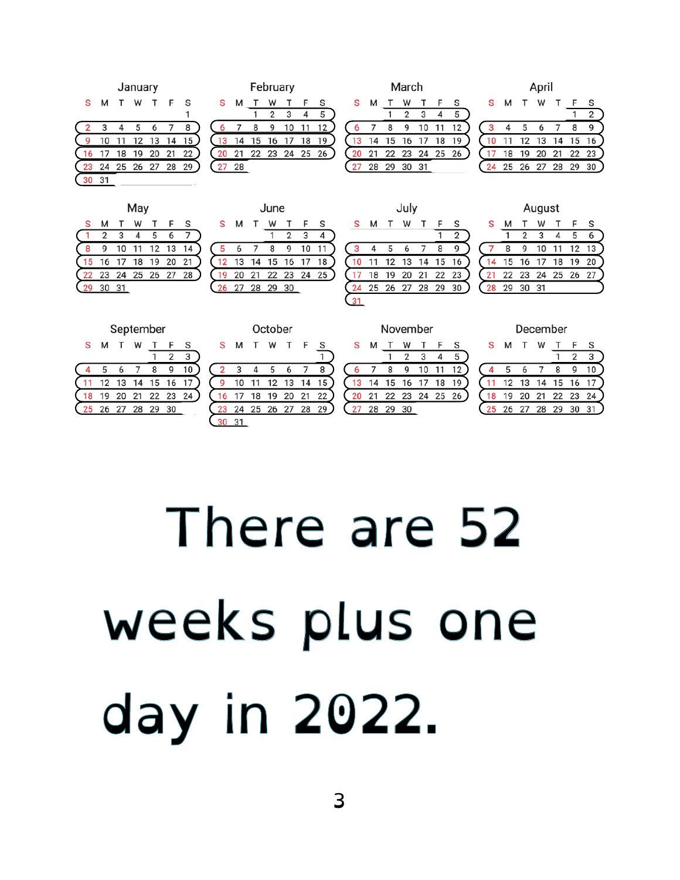## January

| S | M | T | W | T | F | S |
|---|---|---|---|---|---|---|
| | | | | | | 1 |
| 2 | 3 | 4 | 5 | 6 | 7 | 8 |
| 9 | 10 | 11 | 12 | 13 | 14 | 15 |
| 16 | 17 | 18 | 19 | 20 | 21 | 22 |
| 23 | 24 | 25 | 26 | 27 | 28 | 29 |
| 30 | 31 | | | | | |

## February

| S | M | T | W | T | F | S |
|---|---|---|---|---|---|---|
| | | 1 | 2 | 3 | 4 | 5 |
| 6 | 7 | 8 | 9 | 10 | 11 | 12 |
| 13 | 14 | 15 | 16 | 17 | 18 | 19 |
| 20 | 21 | 22 | 23 | 24 | 25 | 26 |
| 27 | 28 | | | | | |

## March

| S | M | T | W | T | F | S |
|---|---|---|---|---|---|---|
| | | 1 | 2 | 3 | 4 | 5 |
| 6 | 7 | 8 | 9 | 10 | 11 | 12 |
| 13 | 14 | 15 | 16 | 17 | 18 | 19 |
| 20 | 21 | 22 | 23 | 24 | 25 | 26 |
| 27 | 28 | 29 | 30 | 31 | | |

## April

| S | M | T | W | T | F | S |
|---|---|---|---|---|---|---|
| | | | | | 1 | 2 |
| 3 | 4 | 5 | 6 | 7 | 8 | 9 |
| 10 | 11 | 12 | 13 | 14 | 15 | 16 |
| 17 | 18 | 19 | 20 | 21 | 22 | 23 |
| 24 | 25 | 26 | 27 | 28 | 29 | 30 |

## May

| S | M | T | W | T | F | S |
|---|---|---|---|---|---|---|
| 1 | 2 | 3 | 4 | 5 | 6 | 7 |
| 8 | 9 | 10 | 11 | 12 | 13 | 14 |
| 15 | 16 | 17 | 18 | 19 | 20 | 21 |
| 22 | 23 | 24 | 25 | 26 | 27 | 28 |
| 29 | 30 | 31 | | | | |

## June

| S | M | T | W | T | F | S |
|---|---|---|---|---|---|---|
| | | | 1 | 2 | 3 | 4 |
| 5 | 6 | 7 | 8 | 9 | 10 | 11 |
| 12 | 13 | 14 | 15 | 16 | 17 | 18 |
| 19 | 20 | 21 | 22 | 23 | 24 | 25 |
| 26 | 27 | 28 | 29 | 30 | | |

## July

| S | M | T | W | T | F | S |
|---|---|---|---|---|---|---|
| | | | | | 1 | 2 |
| 3 | 4 | 5 | 6 | 7 | 8 | 9 |
| 10 | 11 | 12 | 13 | 14 | 15 | 16 |
| 17 | 18 | 19 | 20 | 21 | 22 | 23 |
| 24 | 25 | 26 | 27 | 28 | 29 | 30 |
| 31 | | | | | | |

## August

| S | M | T | W | T | F | S |
|---|---|---|---|---|---|---|
| | 1 | 2 | 3 | 4 | 5 | 6 |
| 7 | 8 | 9 | 10 | 11 | 12 | 13 |
| 14 | 15 | 16 | 17 | 18 | 19 | 20 |
| 21 | 22 | 23 | 24 | 25 | 26 | 27 |
| 28 | 29 | 30 | 31 | | | |

## September

| S | M | T | W | T | F | S |
|---|---|---|---|---|---|---|
| | | | | 1 | 2 | 3 |
| 4 | 5 | 6 | 7 | 8 | 9 | 10 |
| 11 | 12 | 13 | 14 | 15 | 16 | 17 |
| 18 | 19 | 20 | 21 | 22 | 23 | 24 |
| 25 | 26 | 27 | 28 | 29 | 30 | |

## October

| S | M | T | W | T | F | S |
|---|---|---|---|---|---|---|
| | | | | | | 1 |
| 2 | 3 | 4 | 5 | 6 | 7 | 8 |
| 9 | 10 | 11 | 12 | 13 | 14 | 15 |
| 16 | 17 | 18 | 19 | 20 | 21 | 22 |
| 23 | 24 | 25 | 26 | 27 | 28 | 29 |
| 30 | 31 | | | | | |

## November

| S | M | T | W | T | F | S |
|---|---|---|---|---|---|---|
| | | 1 | 2 | 3 | 4 | 5 |
| 6 | 7 | 8 | 9 | 10 | 11 | 12 |
| 13 | 14 | 15 | 16 | 17 | 18 | 19 |
| 20 | 21 | 22 | 23 | 24 | 25 | 26 |
| 27 | 28 | 29 | 30 | | | |

## December

| S | M | T | W | T | F | S |
|---|---|---|---|---|---|---|
| | | | | 1 | 2 | 3 |
| 4 | 5 | 6 | 7 | 8 | 9 | 10 |
| 11 | 12 | 13 | 14 | 15 | 16 | 17 |
| 18 | 19 | 20 | 21 | 22 | 23 | 24 |
| 25 | 26 | 27 | 28 | 29 | 30 | 31 |

# There are 52 weeks plus one day in 2022.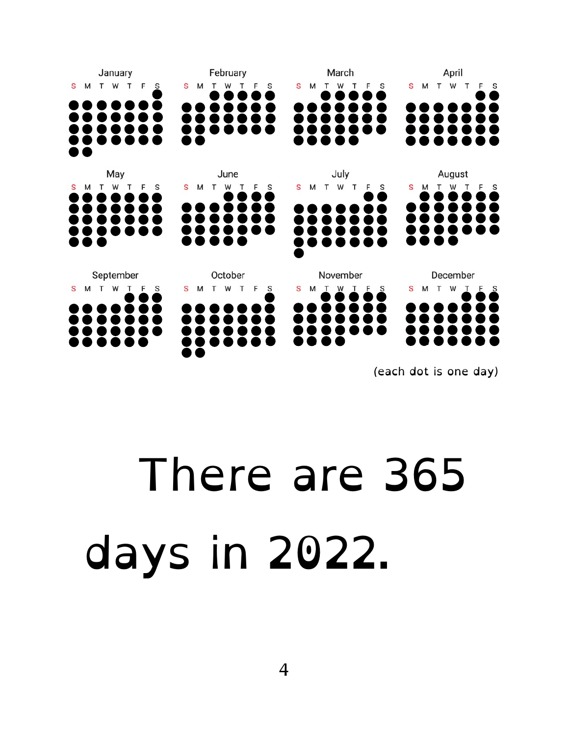January | February | March | April
--- | --- | --- | ---

May | June | July | August

September | October | November | December

(each dot is one day)

# There are 365 days in 2022.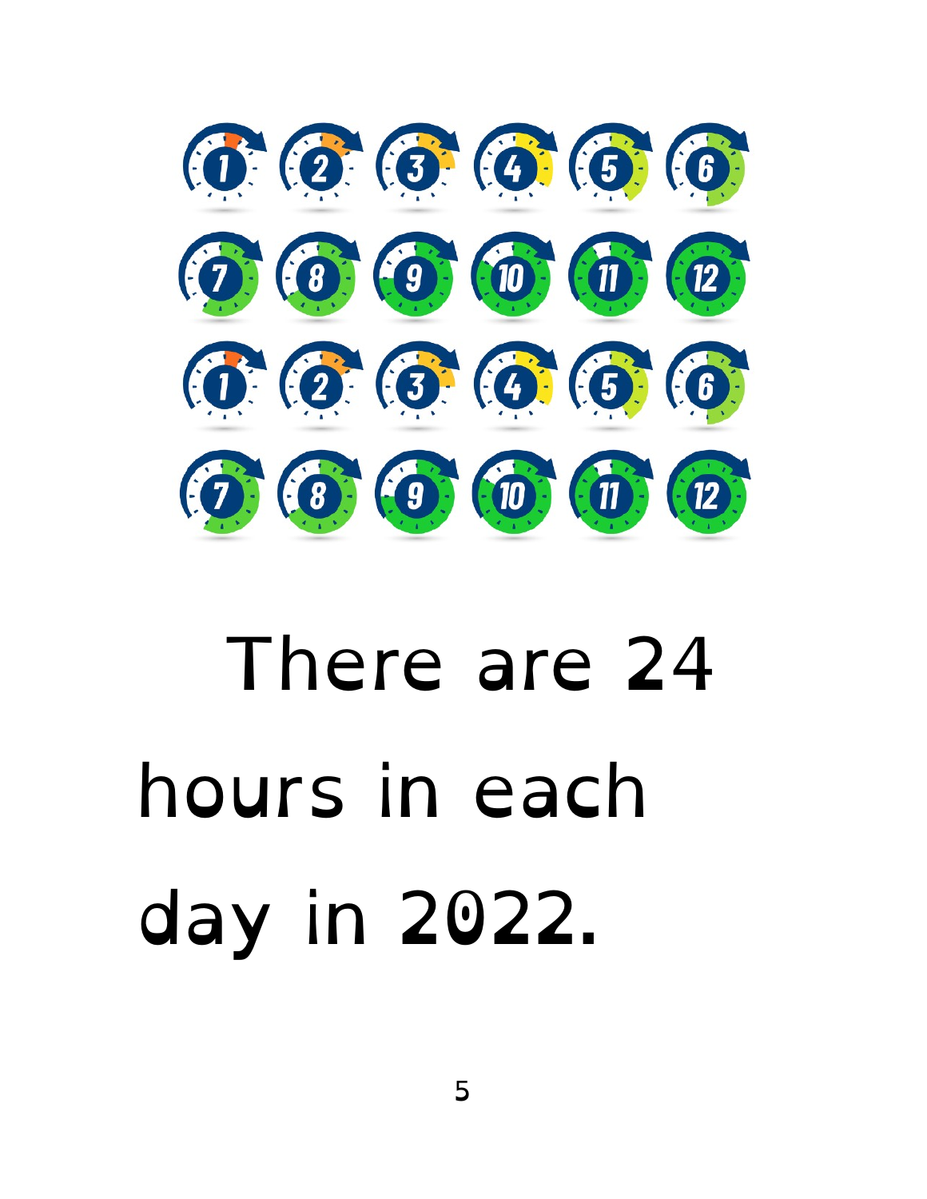There are 24 hours in each day in 2022.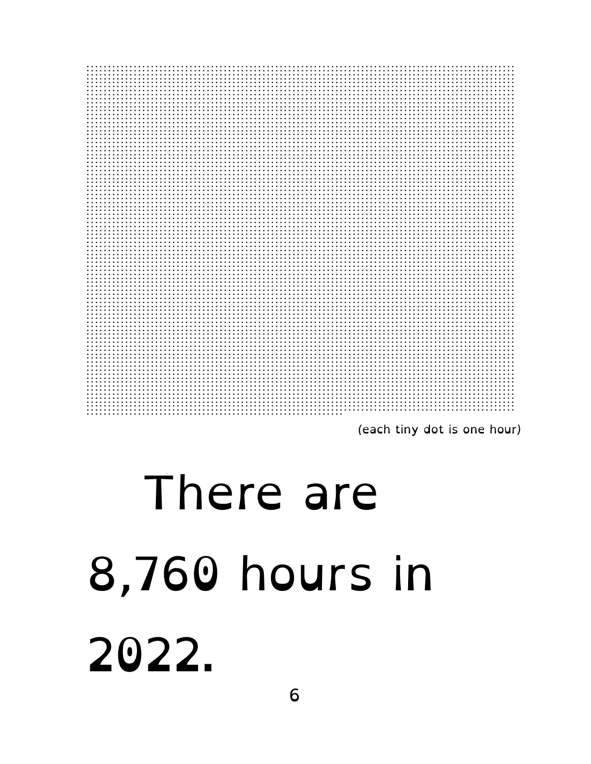(each tiny dot is one hour)

# There are 8,760 hours in 2022.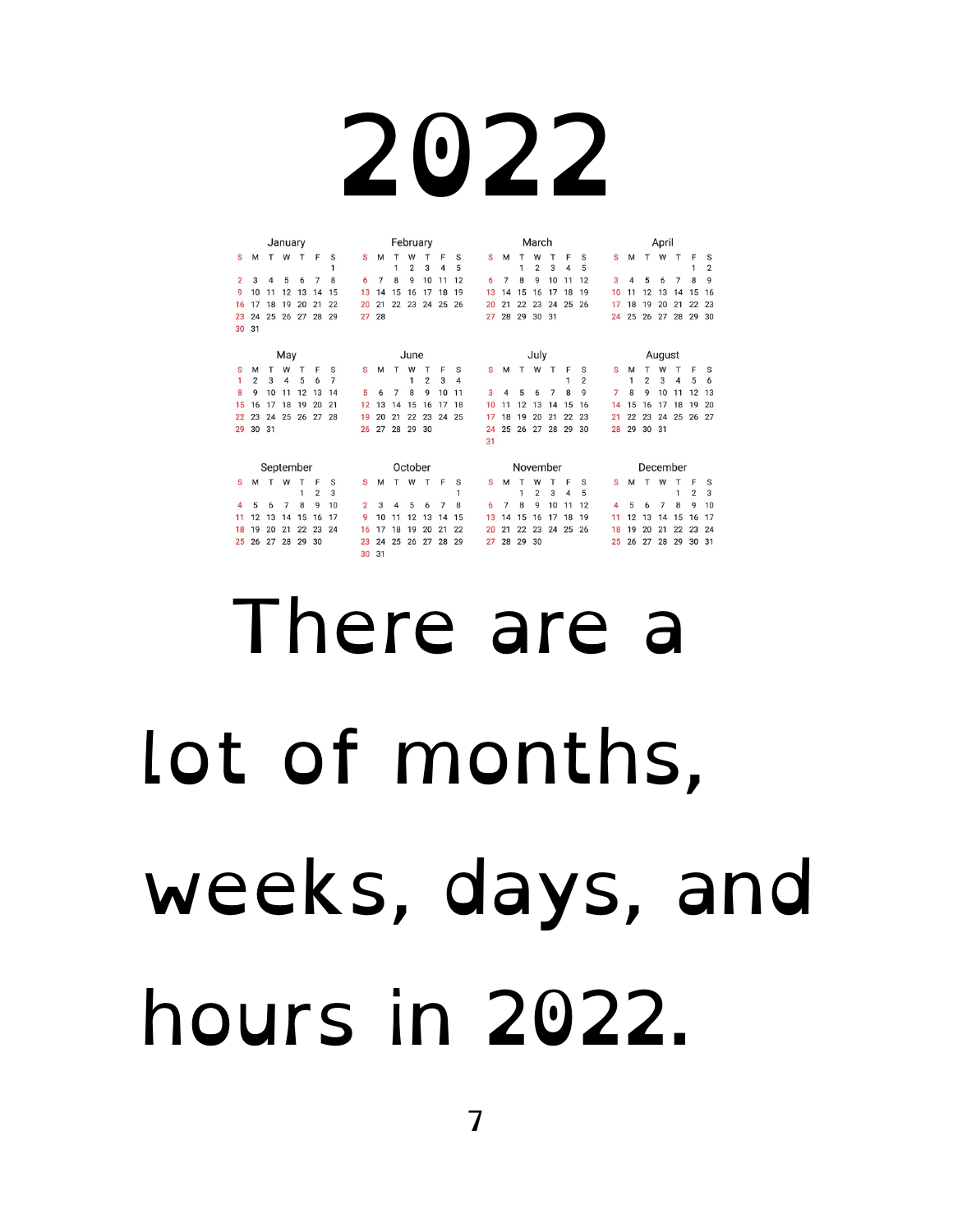# 2022

**January**

| S | M | T | W | T | F | S |
|---|---|---|---|---|---|---|
| | | | | | | 1 |
| 2 | 3 | 4 | 5 | 6 | 7 | 8 |
| 9 | 10 | 11 | 12 | 13 | 14 | 15 |
| 16 | 17 | 18 | 19 | 20 | 21 | 22 |
| 23 | 24 | 25 | 26 | 27 | 28 | 29 |
| 30 | 31 | | | | | |

**February**

| S | M | T | W | T | F | S |
|---|---|---|---|---|---|---|
| | | 1 | 2 | 3 | 4 | 5 |
| 6 | 7 | 8 | 9 | 10 | 11 | 12 |
| 13 | 14 | 15 | 16 | 17 | 18 | 19 |
| 20 | 21 | 22 | 23 | 24 | 25 | 26 |
| 27 | 28 | | | | | |

**March**

| S | M | T | W | T | F | S |
|---|---|---|---|---|---|---|
| | | 1 | 2 | 3 | 4 | 5 |
| 6 | 7 | 8 | 9 | 10 | 11 | 12 |
| 13 | 14 | 15 | 16 | 17 | 18 | 19 |
| 20 | 21 | 22 | 23 | 24 | 25 | 26 |
| 27 | 28 | 29 | 30 | 31 | | |

**April**

| S | M | T | W | T | F | S |
|---|---|---|---|---|---|---|
| | | | | | 1 | 2 |
| 3 | 4 | 5 | 6 | 7 | 8 | 9 |
| 10 | 11 | 12 | 13 | 14 | 15 | 16 |
| 17 | 18 | 19 | 20 | 21 | 22 | 23 |
| 24 | 25 | 26 | 27 | 28 | 29 | 30 |

**May**

| S | M | T | W | T | F | S |
|---|---|---|---|---|---|---|
| 1 | 2 | 3 | 4 | 5 | 6 | 7 |
| 8 | 9 | 10 | 11 | 12 | 13 | 14 |
| 15 | 16 | 17 | 18 | 19 | 20 | 21 |
| 22 | 23 | 24 | 25 | 26 | 27 | 28 |
| 29 | 30 | 31 | | | | |

**June**

| S | M | T | W | T | F | S |
|---|---|---|---|---|---|---|
| | | | 1 | 2 | 3 | 4 |
| 5 | 6 | 7 | 8 | 9 | 10 | 11 |
| 12 | 13 | 14 | 15 | 16 | 17 | 18 |
| 19 | 20 | 21 | 22 | 23 | 24 | 25 |
| 26 | 27 | 28 | 29 | 30 | | |

**July**

| S | M | T | W | T | F | S |
|---|---|---|---|---|---|---|
| | | | | | 1 | 2 |
| 3 | 4 | 5 | 6 | 7 | 8 | 9 |
| 10 | 11 | 12 | 13 | 14 | 15 | 16 |
| 17 | 18 | 19 | 20 | 21 | 22 | 23 |
| 24 | 25 | 26 | 27 | 28 | 29 | 30 |
| 31 | | | | | | |

**August**

| S | M | T | W | T | F | S |
|---|---|---|---|---|---|---|
| | 1 | 2 | 3 | 4 | 5 | 6 |
| 7 | 8 | 9 | 10 | 11 | 12 | 13 |
| 14 | 15 | 16 | 17 | 18 | 19 | 20 |
| 21 | 22 | 23 | 24 | 25 | 26 | 27 |
| 28 | 29 | 30 | 31 | | | |

**September**

| S | M | T | W | T | F | S |
|---|---|---|---|---|---|---|
| | | | | 1 | 2 | 3 |
| 4 | 5 | 6 | 7 | 8 | 9 | 10 |
| 11 | 12 | 13 | 14 | 15 | 16 | 17 |
| 18 | 19 | 20 | 21 | 22 | 23 | 24 |
| 25 | 26 | 27 | 28 | 29 | 30 | |

**October**

| S | M | T | W | T | F | S |
|---|---|---|---|---|---|---|
| | | | | | | 1 |
| 2 | 3 | 4 | 5 | 6 | 7 | 8 |
| 9 | 10 | 11 | 12 | 13 | 14 | 15 |
| 16 | 17 | 18 | 19 | 20 | 21 | 22 |
| 23 | 24 | 25 | 26 | 27 | 28 | 29 |
| 30 | 31 | | | | | |

**November**

| S | M | T | W | T | F | S |
|---|---|---|---|---|---|---|
| | | 1 | 2 | 3 | 4 | 5 |
| 6 | 7 | 8 | 9 | 10 | 11 | 12 |
| 13 | 14 | 15 | 16 | 17 | 18 | 19 |
| 20 | 21 | 22 | 23 | 24 | 25 | 26 |
| 27 | 28 | 29 | 30 | | | |

**December**

| S | M | T | W | T | F | S |
|---|---|---|---|---|---|---|
| | | | | 1 | 2 | 3 |
| 4 | 5 | 6 | 7 | 8 | 9 | 10 |
| 11 | 12 | 13 | 14 | 15 | 16 | 17 |
| 18 | 19 | 20 | 21 | 22 | 23 | 24 |
| 25 | 26 | 27 | 28 | 29 | 30 | 31 |

There are a lot of months, weeks, days, and hours in 2022.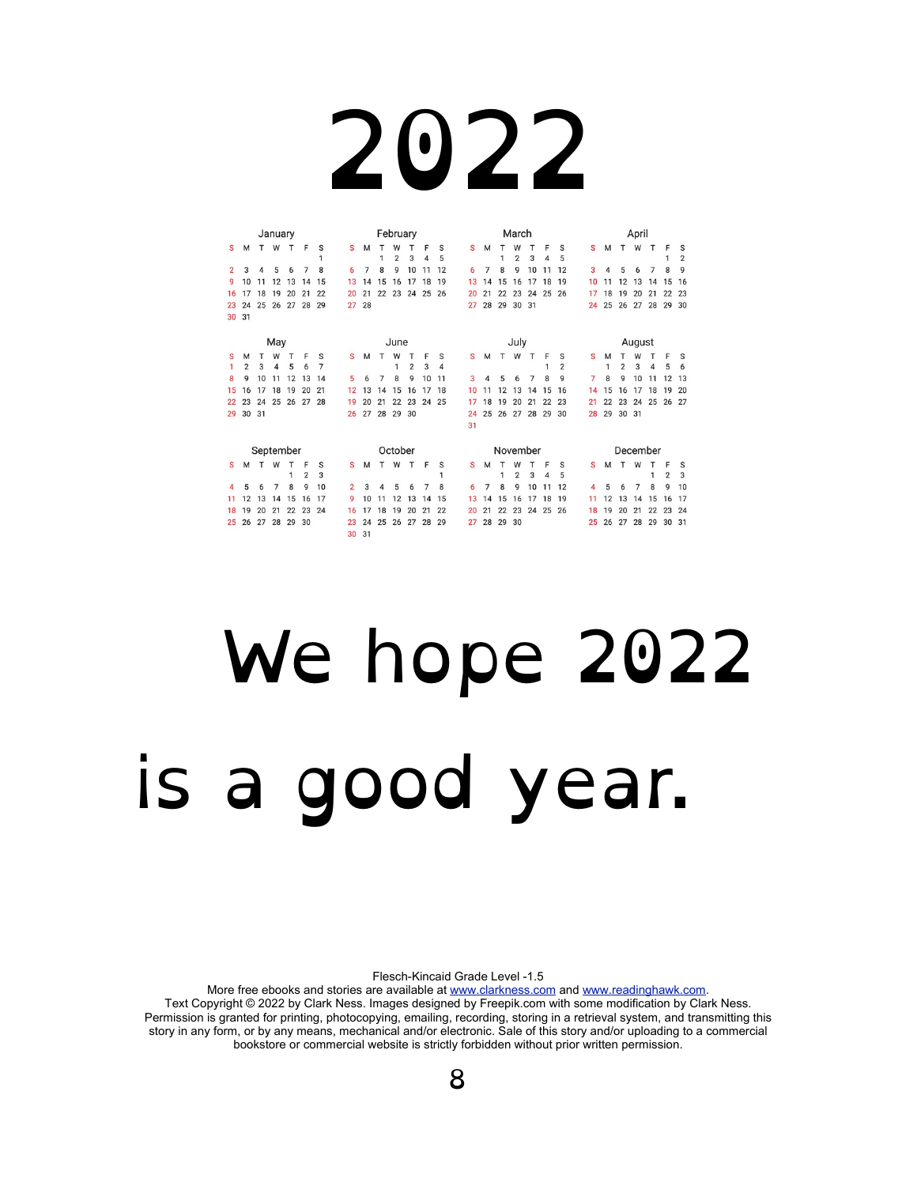# 2022

**January**

| S | M | T | W | T | F | S |
|---|---|---|---|---|---|---|
| | | | | | | 1 |
| 2 | 3 | 4 | 5 | 6 | 7 | 8 |
| 9 | 10 | 11 | 12 | 13 | 14 | 15 |
| 16 | 17 | 18 | 19 | 20 | 21 | 22 |
| 23 | 24 | 25 | 26 | 27 | 28 | 29 |
| 30 | 31 | | | | | |

**February**

| S | M | T | W | T | F | S |
|---|---|---|---|---|---|---|
| | | 1 | 2 | 3 | 4 | 5 |
| 6 | 7 | 8 | 9 | 10 | 11 | 12 |
| 13 | 14 | 15 | 16 | 17 | 18 | 19 |
| 20 | 21 | 22 | 23 | 24 | 25 | 26 |
| 27 | 28 | | | | | |

**March**

| S | M | T | W | T | F | S |
|---|---|---|---|---|---|---|
| | | 1 | 2 | 3 | 4 | 5 |
| 6 | 7 | 8 | 9 | 10 | 11 | 12 |
| 13 | 14 | 15 | 16 | 17 | 18 | 19 |
| 20 | 21 | 22 | 23 | 24 | 25 | 26 |
| 27 | 28 | 29 | 30 | 31 | | |

**April**

| S | M | T | W | T | F | S |
|---|---|---|---|---|---|---|
| | | | | | 1 | 2 |
| 3 | 4 | 5 | 6 | 7 | 8 | 9 |
| 10 | 11 | 12 | 13 | 14 | 15 | 16 |
| 17 | 18 | 19 | 20 | 21 | 22 | 23 |
| 24 | 25 | 26 | 27 | 28 | 29 | 30 |

**May**

| S | M | T | W | T | F | S |
|---|---|---|---|---|---|---|
| 1 | 2 | 3 | 4 | 5 | 6 | 7 |
| 8 | 9 | 10 | 11 | 12 | 13 | 14 |
| 15 | 16 | 17 | 18 | 19 | 20 | 21 |
| 22 | 23 | 24 | 25 | 26 | 27 | 28 |
| 29 | 30 | 31 | | | | |

**June**

| S | M | T | W | T | F | S |
|---|---|---|---|---|---|---|
| | | | 1 | 2 | 3 | 4 |
| 5 | 6 | 7 | 8 | 9 | 10 | 11 |
| 12 | 13 | 14 | 15 | 16 | 17 | 18 |
| 19 | 20 | 21 | 22 | 23 | 24 | 25 |
| 26 | 27 | 28 | 29 | 30 | | |

**July**

| S | M | T | W | T | F | S |
|---|---|---|---|---|---|---|
| | | | | | 1 | 2 |
| 3 | 4 | 5 | 6 | 7 | 8 | 9 |
| 10 | 11 | 12 | 13 | 14 | 15 | 16 |
| 17 | 18 | 19 | 20 | 21 | 22 | 23 |
| 24 | 25 | 26 | 27 | 28 | 29 | 30 |
| 31 | | | | | | |

**August**

| S | M | T | W | T | F | S |
|---|---|---|---|---|---|---|
| | 1 | 2 | 3 | 4 | 5 | 6 |
| 7 | 8 | 9 | 10 | 11 | 12 | 13 |
| 14 | 15 | 16 | 17 | 18 | 19 | 20 |
| 21 | 22 | 23 | 24 | 25 | 26 | 27 |
| 28 | 29 | 30 | 31 | | | |

**September**

| S | M | T | W | T | F | S |
|---|---|---|---|---|---|---|
| | | | | 1 | 2 | 3 |
| 4 | 5 | 6 | 7 | 8 | 9 | 10 |
| 11 | 12 | 13 | 14 | 15 | 16 | 17 |
| 18 | 19 | 20 | 21 | 22 | 23 | 24 |
| 25 | 26 | 27 | 28 | 29 | 30 | |

**October**

| S | M | T | W | T | F | S |
|---|---|---|---|---|---|---|
| | | | | | | 1 |
| 2 | 3 | 4 | 5 | 6 | 7 | 8 |
| 9 | 10 | 11 | 12 | 13 | 14 | 15 |
| 16 | 17 | 18 | 19 | 20 | 21 | 22 |
| 23 | 24 | 25 | 26 | 27 | 28 | 29 |
| 30 | 31 | | | | | |

**November**

| S | M | T | W | T | F | S |
|---|---|---|---|---|---|---|
| | | 1 | 2 | 3 | 4 | 5 |
| 6 | 7 | 8 | 9 | 10 | 11 | 12 |
| 13 | 14 | 15 | 16 | 17 | 18 | 19 |
| 20 | 21 | 22 | 23 | 24 | 25 | 26 |
| 27 | 28 | 29 | 30 | | | |

**December**

| S | M | T | W | T | F | S |
|---|---|---|---|---|---|---|
| | | | | 1 | 2 | 3 |
| 4 | 5 | 6 | 7 | 8 | 9 | 10 |
| 11 | 12 | 13 | 14 | 15 | 16 | 17 |
| 18 | 19 | 20 | 21 | 22 | 23 | 24 |
| 25 | 26 | 27 | 28 | 29 | 30 | 31 |

We hope 2022

is a good year.

Flesch-Kincaid Grade Level -1.5
More free ebooks and stories are available at www.clarkness.com and www.readinghawk.com.
Text Copyright © 2022 by Clark Ness. Images designed by Freepik.com with some modification by Clark Ness.
Permission is granted for printing, photocopying, emailing, recording, storing in a retrieval system, and transmitting this story in any form, or by any means, mechanical and/or electronic. Sale of this story and/or uploading to a commercial bookstore or commercial website is strictly forbidden without prior written permission.